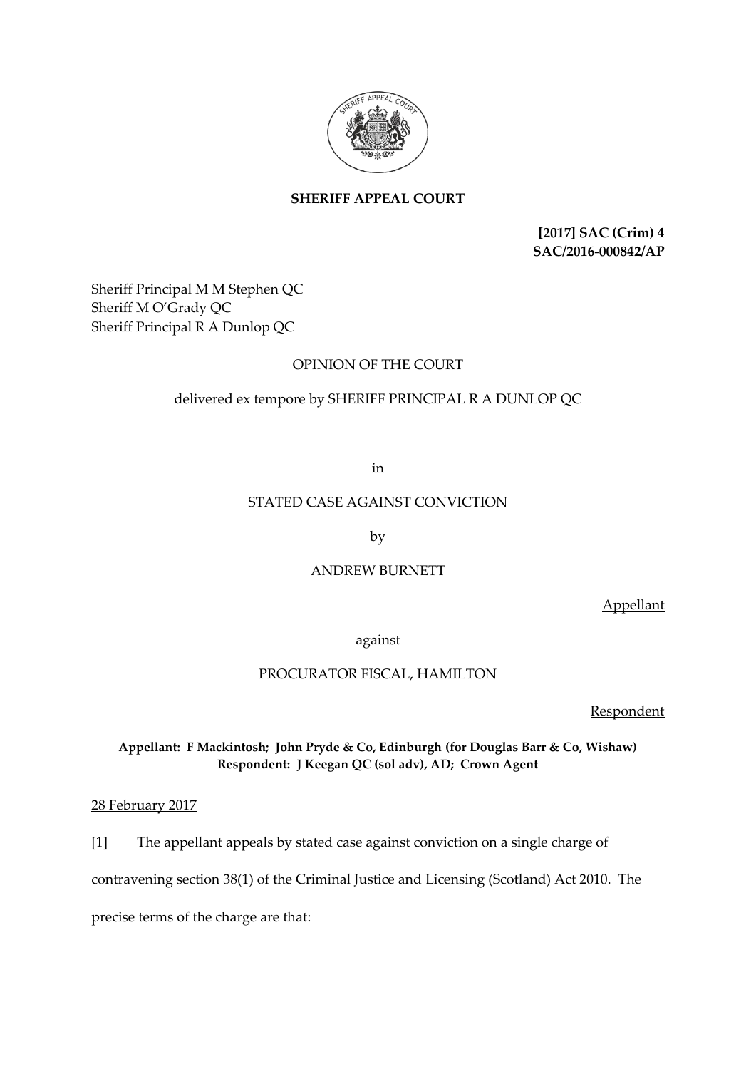**SHERIFF APPEAL COURT**

**[2017] SAC (Crim) 4**
**SAC/2016-000842/AP**

Sheriff Principal M M Stephen QC
Sheriff M O'Grady QC
Sheriff Principal R A Dunlop QC

OPINION OF THE COURT

delivered ex tempore by SHERIFF PRINCIPAL R A DUNLOP QC

in

STATED CASE AGAINST CONVICTION

by

ANDREW BURNETT

Appellant

against

PROCURATOR FISCAL, HAMILTON

Respondent

**Appellant: F Mackintosh; John Pryde & Co, Edinburgh (for Douglas Barr & Co, Wishaw)**
**Respondent: J Keegan QC (sol adv), AD; Crown Agent**

28 February 2017

[1] The appellant appeals by stated case against conviction on a single charge of contravening section 38(1) of the Criminal Justice and Licensing (Scotland) Act 2010. The precise terms of the charge are that: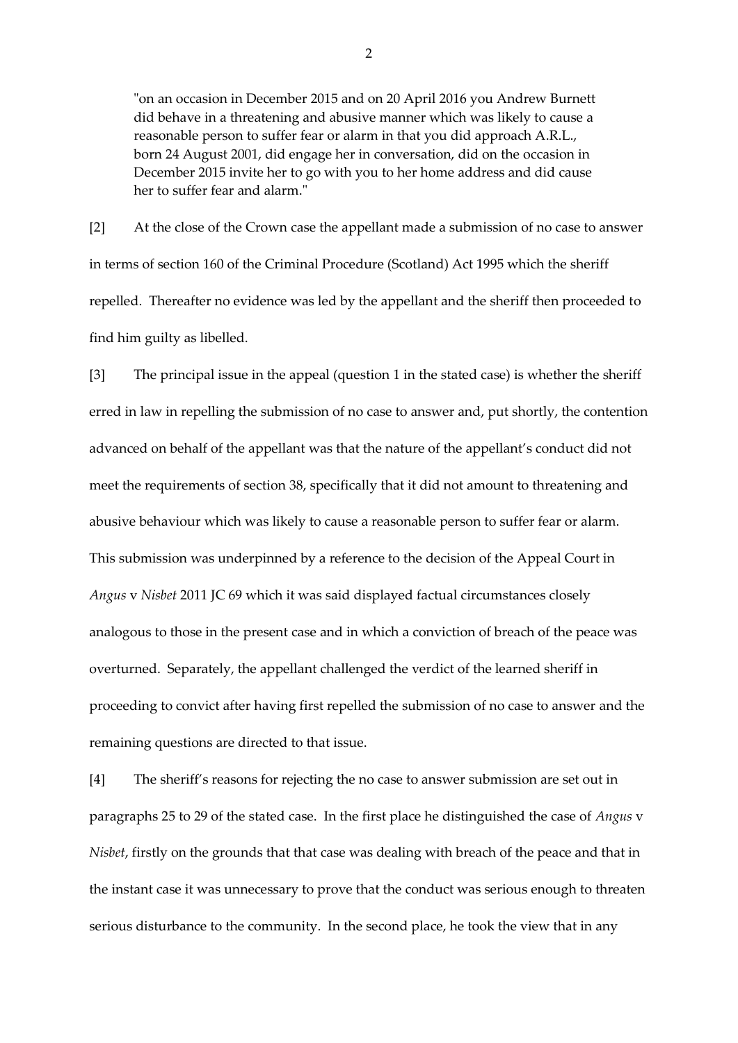> "on an occasion in December 2015 and on 20 April 2016 you Andrew Burnett did behave in a threatening and abusive manner which was likely to cause a reasonable person to suffer fear or alarm in that you did approach A.R.L., born 24 August 2001, did engage her in conversation, did on the occasion in December 2015 invite her to go with you to her home address and did cause her to suffer fear and alarm."

[2] At the close of the Crown case the appellant made a submission of no case to answer in terms of section 160 of the Criminal Procedure (Scotland) Act 1995 which the sheriff repelled. Thereafter no evidence was led by the appellant and the sheriff then proceeded to find him guilty as libelled.

[3] The principal issue in the appeal (question 1 in the stated case) is whether the sheriff erred in law in repelling the submission of no case to answer and, put shortly, the contention advanced on behalf of the appellant was that the nature of the appellant's conduct did not meet the requirements of section 38, specifically that it did not amount to threatening and abusive behaviour which was likely to cause a reasonable person to suffer fear or alarm. This submission was underpinned by a reference to the decision of the Appeal Court in *Angus* v *Nisbet* 2011 JC 69 which it was said displayed factual circumstances closely analogous to those in the present case and in which a conviction of breach of the peace was overturned. Separately, the appellant challenged the verdict of the learned sheriff in proceeding to convict after having first repelled the submission of no case to answer and the remaining questions are directed to that issue.

[4] The sheriff's reasons for rejecting the no case to answer submission are set out in paragraphs 25 to 29 of the stated case. In the first place he distinguished the case of *Angus* v *Nisbet*, firstly on the grounds that that case was dealing with breach of the peace and that in the instant case it was unnecessary to prove that the conduct was serious enough to threaten serious disturbance to the community. In the second place, he took the view that in any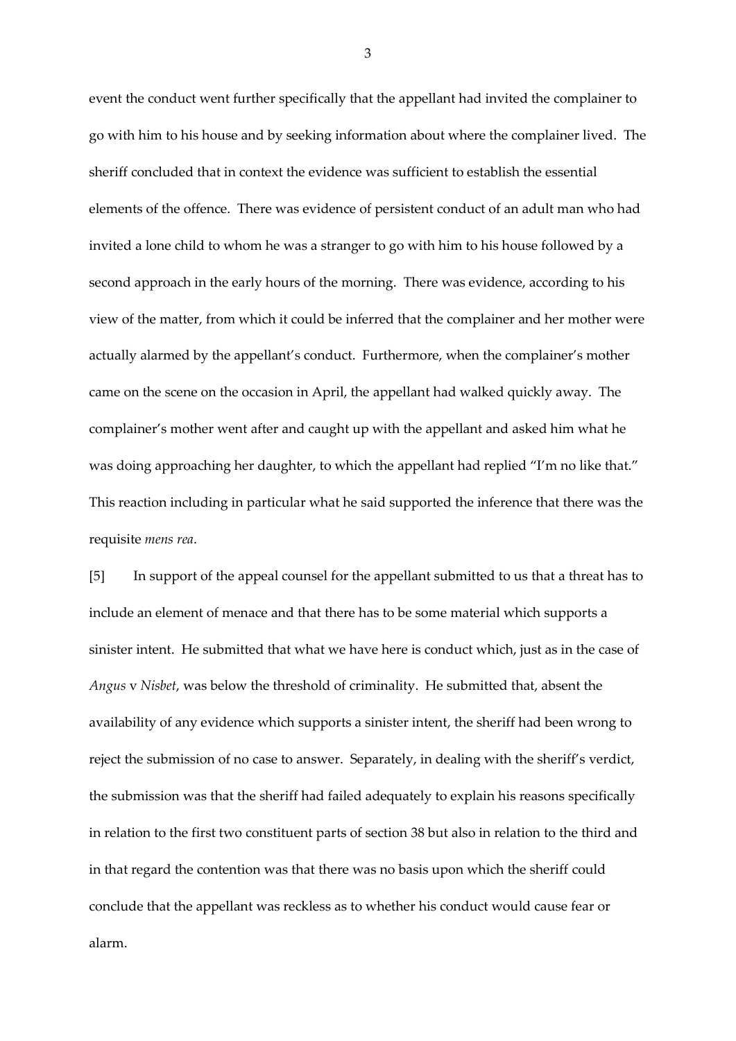event the conduct went further specifically that the appellant had invited the complainer to go with him to his house and by seeking information about where the complainer lived. The sheriff concluded that in context the evidence was sufficient to establish the essential elements of the offence. There was evidence of persistent conduct of an adult man who had invited a lone child to whom he was a stranger to go with him to his house followed by a second approach in the early hours of the morning. There was evidence, according to his view of the matter, from which it could be inferred that the complainer and her mother were actually alarmed by the appellant's conduct. Furthermore, when the complainer's mother came on the scene on the occasion in April, the appellant had walked quickly away. The complainer's mother went after and caught up with the appellant and asked him what he was doing approaching her daughter, to which the appellant had replied "I'm no like that." This reaction including in particular what he said supported the inference that there was the requisite *mens rea*.

[5] In support of the appeal counsel for the appellant submitted to us that a threat has to include an element of menace and that there has to be some material which supports a sinister intent. He submitted that what we have here is conduct which, just as in the case of *Angus* v *Nisbet*, was below the threshold of criminality. He submitted that, absent the availability of any evidence which supports a sinister intent, the sheriff had been wrong to reject the submission of no case to answer. Separately, in dealing with the sheriff's verdict, the submission was that the sheriff had failed adequately to explain his reasons specifically in relation to the first two constituent parts of section 38 but also in relation to the third and in that regard the contention was that there was no basis upon which the sheriff could conclude that the appellant was reckless as to whether his conduct would cause fear or alarm.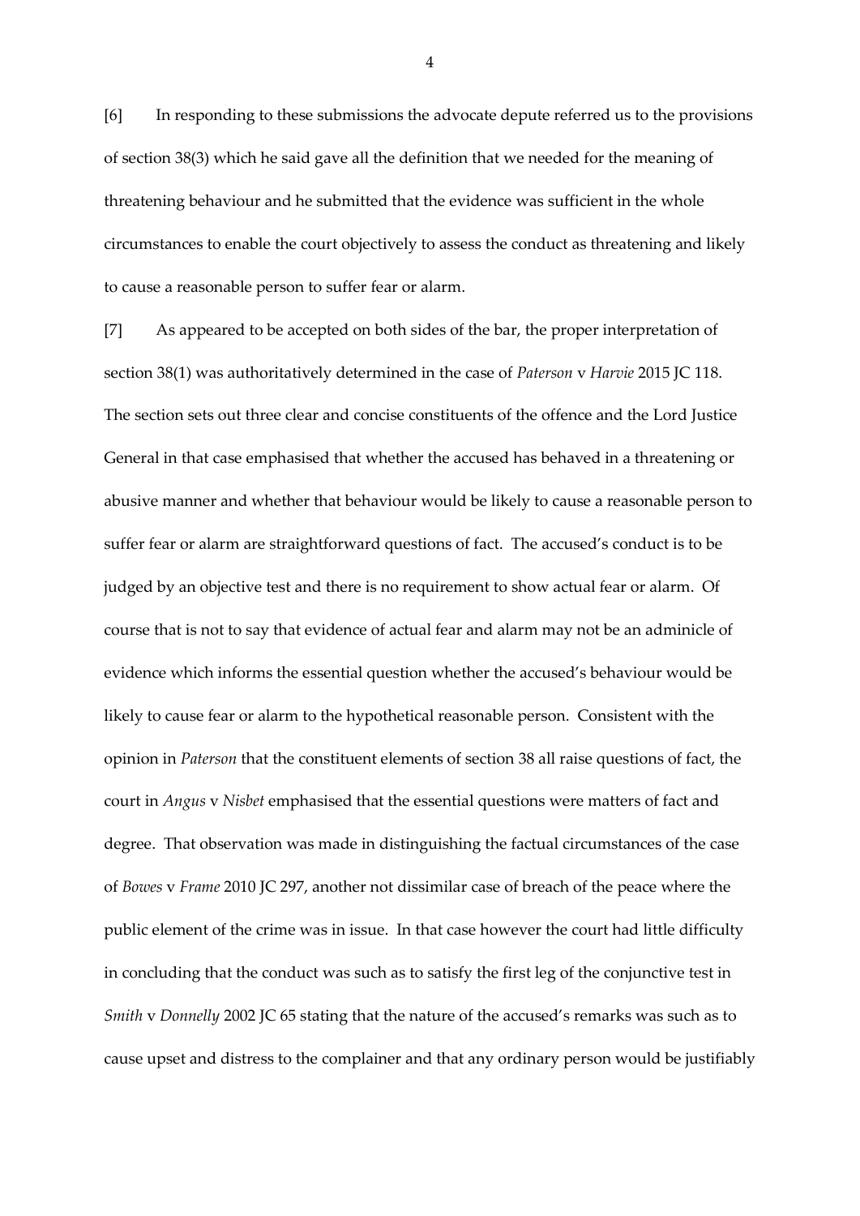[6] In responding to these submissions the advocate depute referred us to the provisions of section 38(3) which he said gave all the definition that we needed for the meaning of threatening behaviour and he submitted that the evidence was sufficient in the whole circumstances to enable the court objectively to assess the conduct as threatening and likely to cause a reasonable person to suffer fear or alarm.

[7] As appeared to be accepted on both sides of the bar, the proper interpretation of section 38(1) was authoritatively determined in the case of *Paterson* v *Harvie* 2015 JC 118. The section sets out three clear and concise constituents of the offence and the Lord Justice General in that case emphasised that whether the accused has behaved in a threatening or abusive manner and whether that behaviour would be likely to cause a reasonable person to suffer fear or alarm are straightforward questions of fact. The accused's conduct is to be judged by an objective test and there is no requirement to show actual fear or alarm. Of course that is not to say that evidence of actual fear and alarm may not be an adminicle of evidence which informs the essential question whether the accused's behaviour would be likely to cause fear or alarm to the hypothetical reasonable person. Consistent with the opinion in *Paterson* that the constituent elements of section 38 all raise questions of fact, the court in *Angus* v *Nisbet* emphasised that the essential questions were matters of fact and degree. That observation was made in distinguishing the factual circumstances of the case of *Bowes* v *Frame* 2010 JC 297, another not dissimilar case of breach of the peace where the public element of the crime was in issue. In that case however the court had little difficulty in concluding that the conduct was such as to satisfy the first leg of the conjunctive test in *Smith* v *Donnelly* 2002 JC 65 stating that the nature of the accused's remarks was such as to cause upset and distress to the complainer and that any ordinary person would be justifiably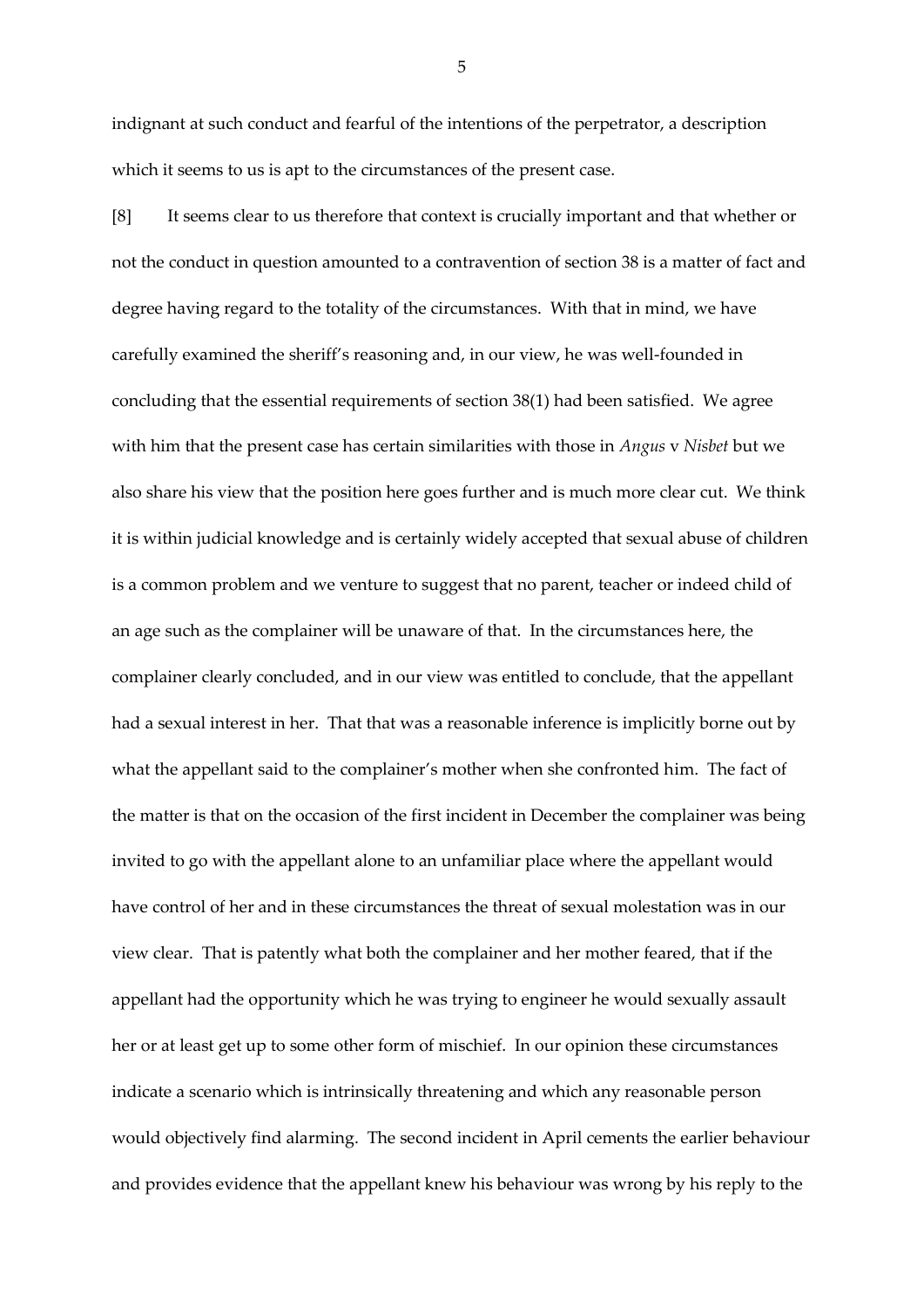indignant at such conduct and fearful of the intentions of the perpetrator, a description which it seems to us is apt to the circumstances of the present case.

[8] It seems clear to us therefore that context is crucially important and that whether or not the conduct in question amounted to a contravention of section 38 is a matter of fact and degree having regard to the totality of the circumstances. With that in mind, we have carefully examined the sheriff's reasoning and, in our view, he was well-founded in concluding that the essential requirements of section 38(1) had been satisfied. We agree with him that the present case has certain similarities with those in *Angus* v *Nisbet* but we also share his view that the position here goes further and is much more clear cut. We think it is within judicial knowledge and is certainly widely accepted that sexual abuse of children is a common problem and we venture to suggest that no parent, teacher or indeed child of an age such as the complainer will be unaware of that. In the circumstances here, the complainer clearly concluded, and in our view was entitled to conclude, that the appellant had a sexual interest in her. That that was a reasonable inference is implicitly borne out by what the appellant said to the complainer's mother when she confronted him. The fact of the matter is that on the occasion of the first incident in December the complainer was being invited to go with the appellant alone to an unfamiliar place where the appellant would have control of her and in these circumstances the threat of sexual molestation was in our view clear. That is patently what both the complainer and her mother feared, that if the appellant had the opportunity which he was trying to engineer he would sexually assault her or at least get up to some other form of mischief. In our opinion these circumstances indicate a scenario which is intrinsically threatening and which any reasonable person would objectively find alarming. The second incident in April cements the earlier behaviour and provides evidence that the appellant knew his behaviour was wrong by his reply to the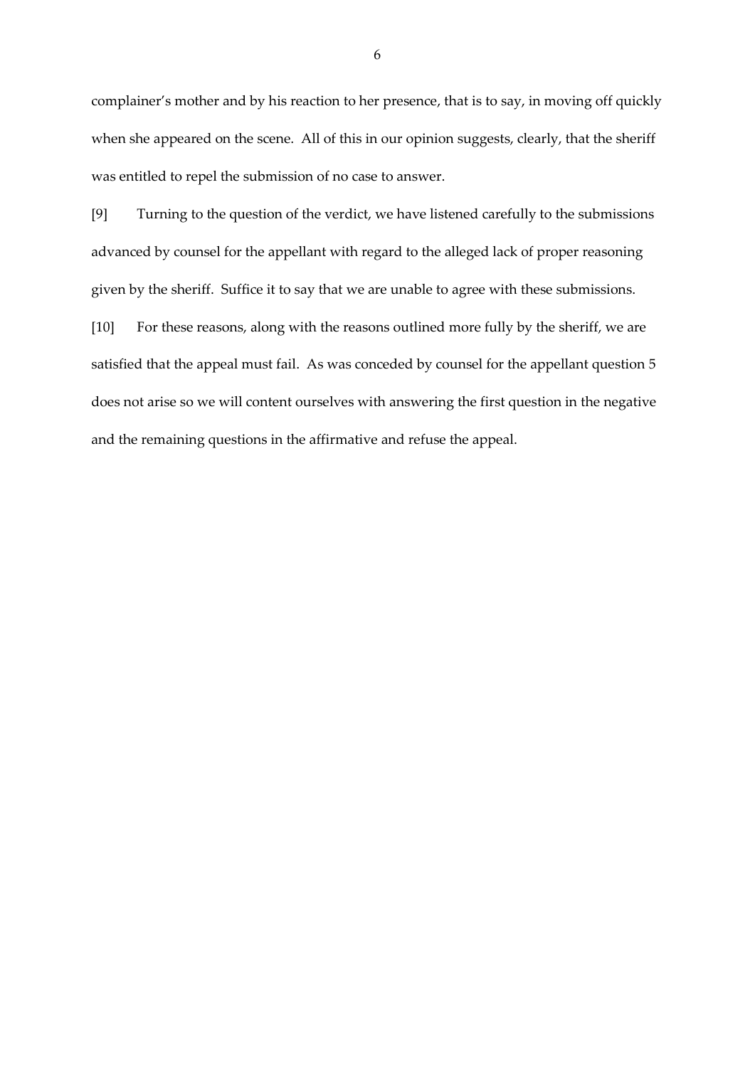complainer's mother and by his reaction to her presence, that is to say, in moving off quickly when she appeared on the scene. All of this in our opinion suggests, clearly, that the sheriff was entitled to repel the submission of no case to answer.

[9] Turning to the question of the verdict, we have listened carefully to the submissions advanced by counsel for the appellant with regard to the alleged lack of proper reasoning given by the sheriff. Suffice it to say that we are unable to agree with these submissions.

[10] For these reasons, along with the reasons outlined more fully by the sheriff, we are satisfied that the appeal must fail. As was conceded by counsel for the appellant question 5 does not arise so we will content ourselves with answering the first question in the negative and the remaining questions in the affirmative and refuse the appeal.